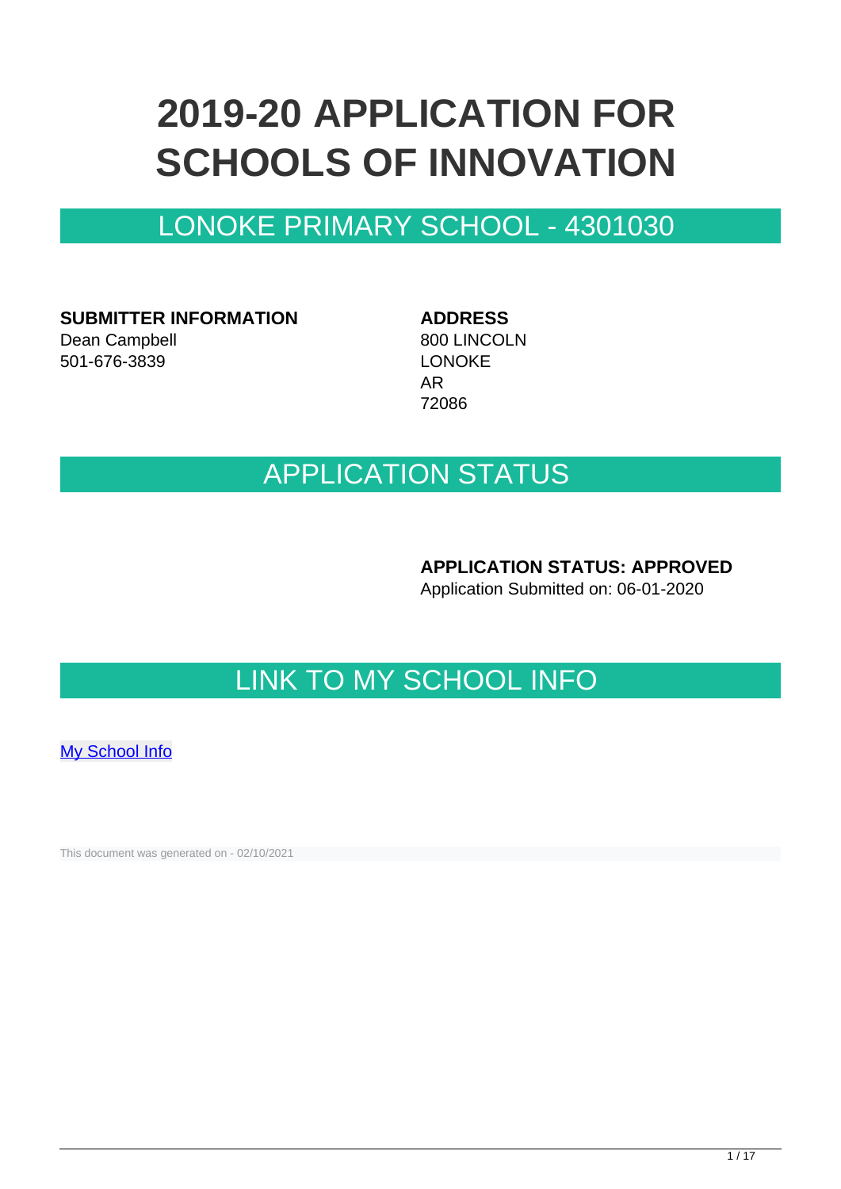# 2019-20 APPLICATION FOR SCHOOLS OF INNOVATION

## LONOKE PRIMARY SCHOOL - 4301030

**SUBMITTER INFORMATION**
Dean Campbell
501-676-3839

**ADDRESS**
800 LINCOLN
LONOKE
AR
72086

## APPLICATION STATUS

**APPLICATION STATUS: APPROVED**
Application Submitted on: 06-01-2020

## LINK TO MY SCHOOL INFO

[My School Info]

This document was generated on - 02/10/2021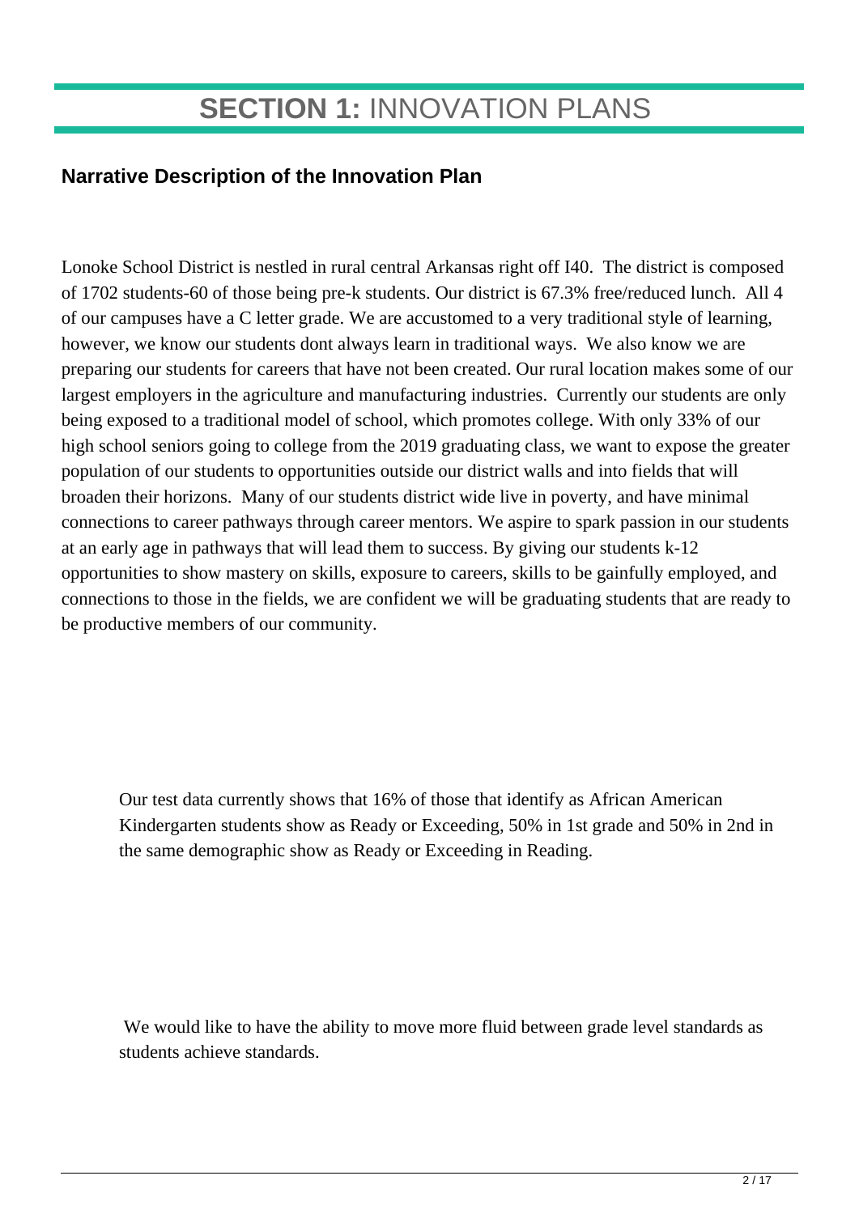# **SECTION 1:** INNOVATION PLANS

## Narrative Description of the Innovation Plan

Lonoke School District is nestled in rural central Arkansas right off I40. The district is composed of 1702 students-60 of those being pre-k students. Our district is 67.3% free/reduced lunch. All 4 of our campuses have a C letter grade. We are accustomed to a very traditional style of learning, however, we know our students dont always learn in traditional ways. We also know we are preparing our students for careers that have not been created. Our rural location makes some of our largest employers in the agriculture and manufacturing industries. Currently our students are only being exposed to a traditional model of school, which promotes college. With only 33% of our high school seniors going to college from the 2019 graduating class, we want to expose the greater population of our students to opportunities outside our district walls and into fields that will broaden their horizons. Many of our students district wide live in poverty, and have minimal connections to career pathways through career mentors. We aspire to spark passion in our students at an early age in pathways that will lead them to success. By giving our students k-12 opportunities to show mastery on skills, exposure to careers, skills to be gainfully employed, and connections to those in the fields, we are confident we will be graduating students that are ready to be productive members of our community.

Our test data currently shows that 16% of those that identify as African American Kindergarten students show as Ready or Exceeding, 50% in 1st grade and 50% in 2nd in the same demographic show as Ready or Exceeding in Reading.

We would like to have the ability to move more fluid between grade level standards as students achieve standards.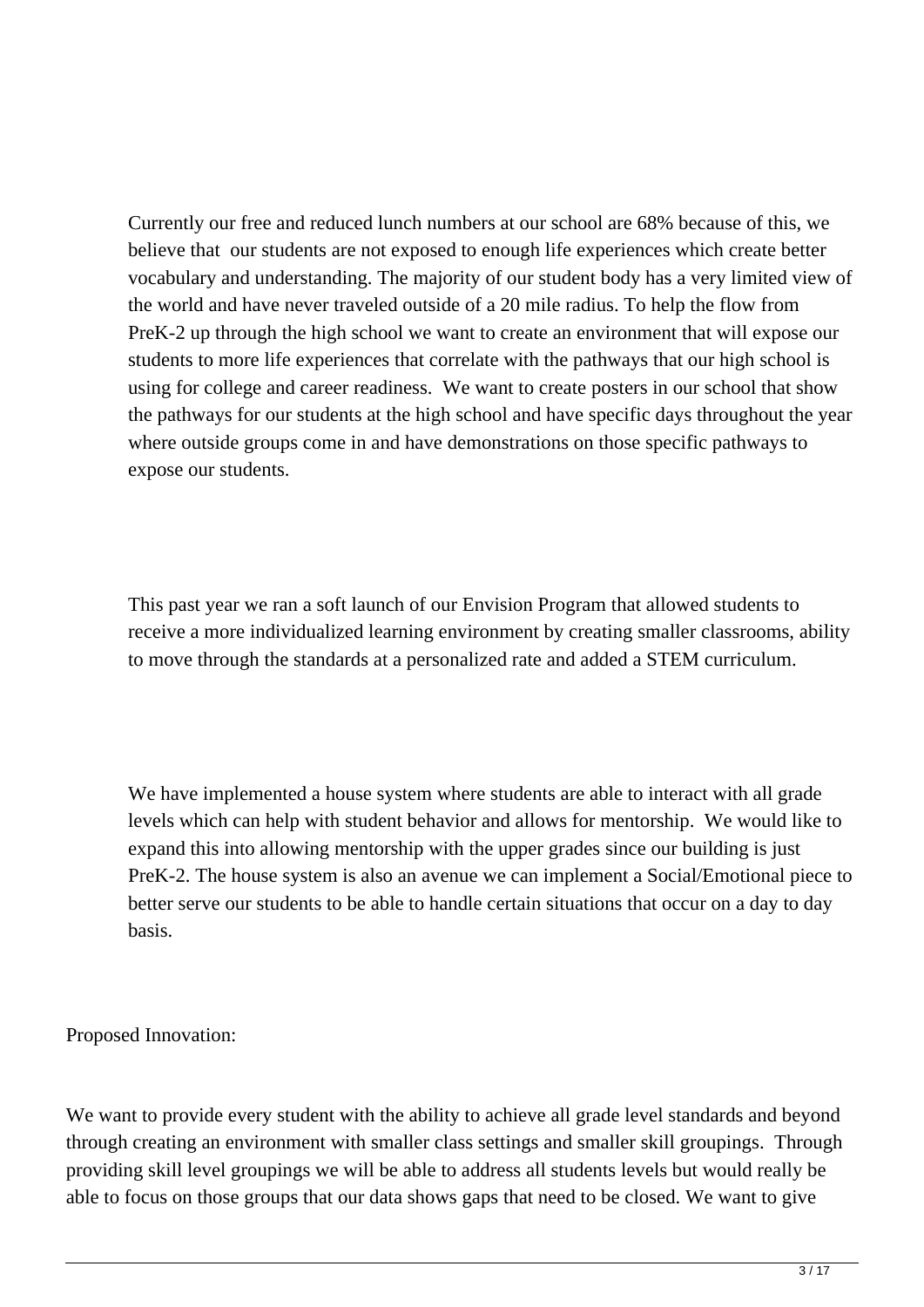Currently our free and reduced lunch numbers at our school are 68% because of this, we believe that our students are not exposed to enough life experiences which create better vocabulary and understanding. The majority of our student body has a very limited view of the world and have never traveled outside of a 20 mile radius. To help the flow from PreK-2 up through the high school we want to create an environment that will expose our students to more life experiences that correlate with the pathways that our high school is using for college and career readiness. We want to create posters in our school that show the pathways for our students at the high school and have specific days throughout the year where outside groups come in and have demonstrations on those specific pathways to expose our students.

This past year we ran a soft launch of our Envision Program that allowed students to receive a more individualized learning environment by creating smaller classrooms, ability to move through the standards at a personalized rate and added a STEM curriculum.

We have implemented a house system where students are able to interact with all grade levels which can help with student behavior and allows for mentorship. We would like to expand this into allowing mentorship with the upper grades since our building is just PreK-2. The house system is also an avenue we can implement a Social/Emotional piece to better serve our students to be able to handle certain situations that occur on a day to day basis.

Proposed Innovation:

We want to provide every student with the ability to achieve all grade level standards and beyond through creating an environment with smaller class settings and smaller skill groupings. Through providing skill level groupings we will be able to address all students levels but would really be able to focus on those groups that our data shows gaps that need to be closed. We want to give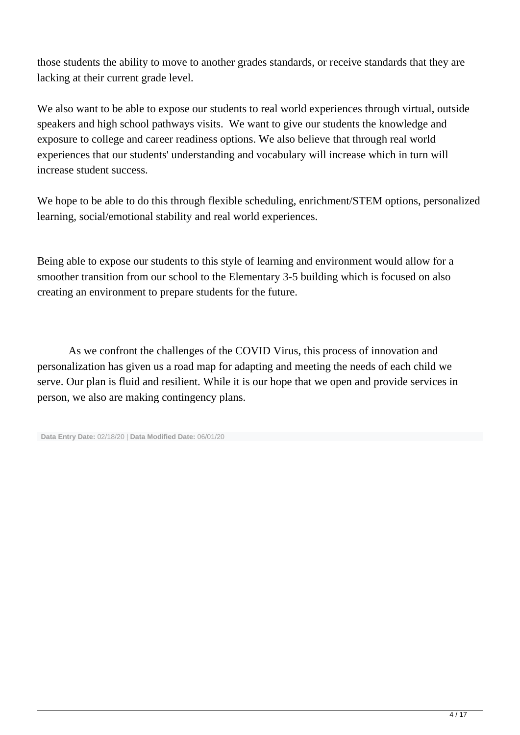those students the ability to move to another grades standards, or receive standards that they are lacking at their current grade level.

We also want to be able to expose our students to real world experiences through virtual, outside speakers and high school pathways visits. We want to give our students the knowledge and exposure to college and career readiness options. We also believe that through real world experiences that our students' understanding and vocabulary will increase which in turn will increase student success.

We hope to be able to do this through flexible scheduling, enrichment/STEM options, personalized learning, social/emotional stability and real world experiences.

Being able to expose our students to this style of learning and environment would allow for a smoother transition from our school to the Elementary 3-5 building which is focused on also creating an environment to prepare students for the future.

As we confront the challenges of the COVID Virus, this process of innovation and personalization has given us a road map for adapting and meeting the needs of each child we serve. Our plan is fluid and resilient. While it is our hope that we open and provide services in person, we also are making contingency plans.

**Data Entry Date:** 02/18/20 | **Data Modified Date:** 06/01/20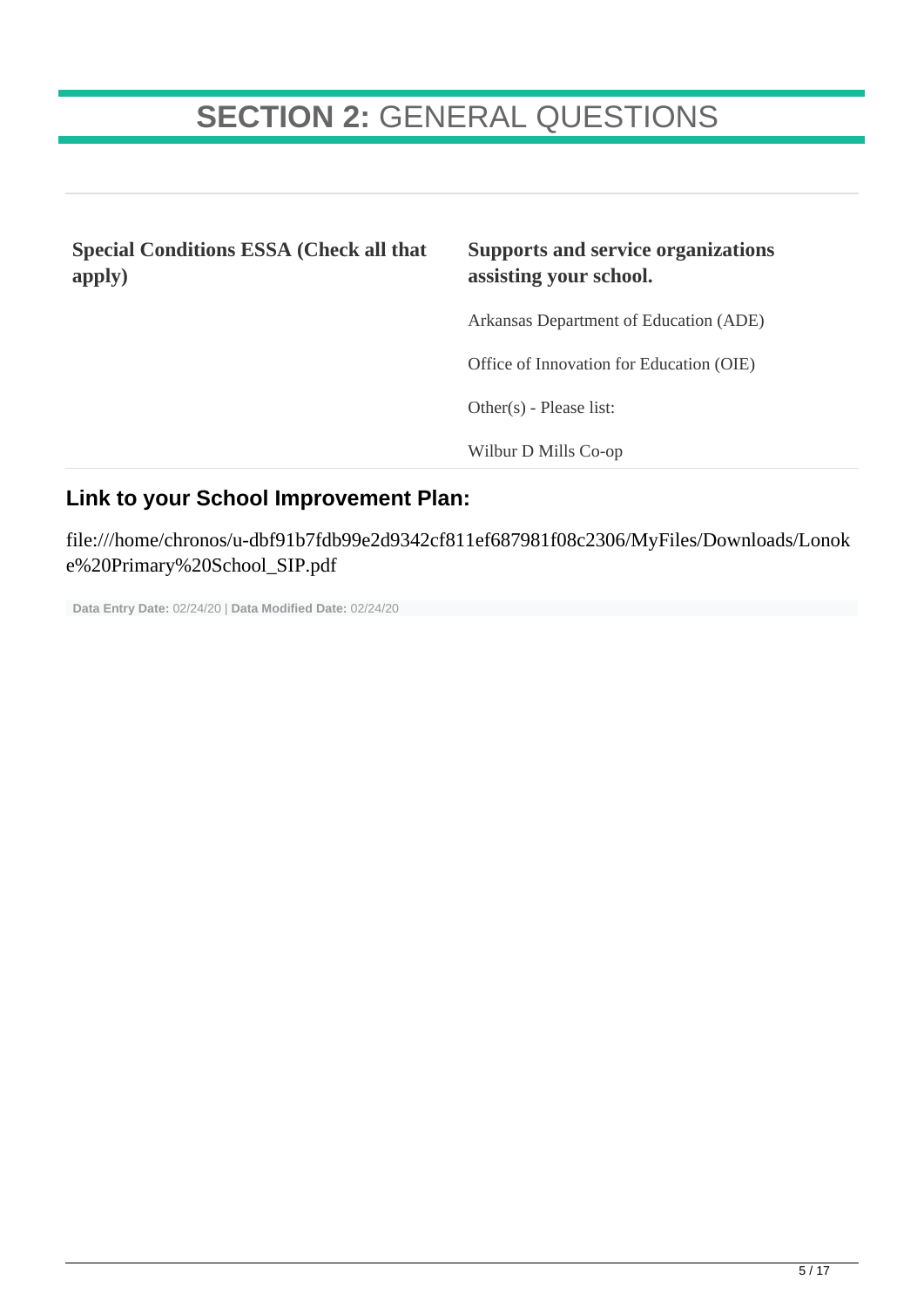# **SECTION 2:** GENERAL QUESTIONS

| Special Conditions ESSA (Check all that apply) | Supports and service organizations assisting your school. |
| --- | --- |
| | Arkansas Department of Education (ADE) |
| | Office of Innovation for Education (OIE) |
| | Other(s) - Please list: |
| | Wilbur D Mills Co-op |

## Link to your School Improvement Plan:

file:///home/chronos/u-dbf91b7fdb99e2d9342cf811ef687981f08c2306/MyFiles/Downloads/Lonoke%20Primary%20School_SIP.pdf

**Data Entry Date:** 02/24/20 | **Data Modified Date:** 02/24/20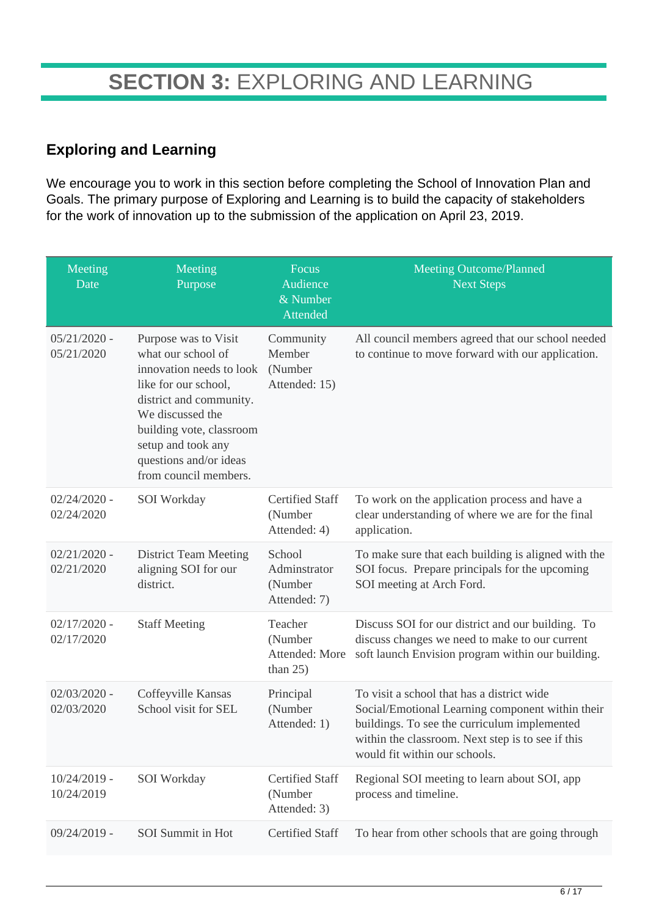# **SECTION 3:** EXPLORING AND LEARNING

## Exploring and Learning

We encourage you to work in this section before completing the School of Innovation Plan and Goals. The primary purpose of Exploring and Learning is to build the capacity of stakeholders for the work of innovation up to the submission of the application on April 23, 2019.

| Meeting Date | Meeting Purpose | Focus Audience & Number Attended | Meeting Outcome/Planned Next Steps |
|---|---|---|---|
| 05/21/2020 - 05/21/2020 | Purpose was to Visit what our school of innovation needs to look like for our school, district and community. We discussed the building vote, classroom setup and took any questions and/or ideas from council members. | Community Member (Number Attended: 15) | All council members agreed that our school needed to continue to move forward with our application. |
| 02/24/2020 - 02/24/2020 | SOI Workday | Certified Staff (Number Attended: 4) | To work on the application process and have a clear understanding of where we are for the final application. |
| 02/21/2020 - 02/21/2020 | District Team Meeting aligning SOI for our district. | School Adminstrator (Number Attended: 7) | To make sure that each building is aligned with the SOI focus. Prepare principals for the upcoming SOI meeting at Arch Ford. |
| 02/17/2020 - 02/17/2020 | Staff Meeting | Teacher (Number Attended: More than 25) | Discuss SOI for our district and our building. To discuss changes we need to make to our current soft launch Envision program within our building. |
| 02/03/2020 - 02/03/2020 | Coffeyville Kansas School visit for SEL | Principal (Number Attended: 1) | To visit a school that has a district wide Social/Emotional Learning component within their buildings. To see the curriculum implemented within the classroom. Next step is to see if this would fit within our schools. |
| 10/24/2019 - 10/24/2019 | SOI Workday | Certified Staff (Number Attended: 3) | Regional SOI meeting to learn about SOI, app process and timeline. |
| 09/24/2019 - | SOI Summit in Hot | Certified Staff | To hear from other schools that are going through |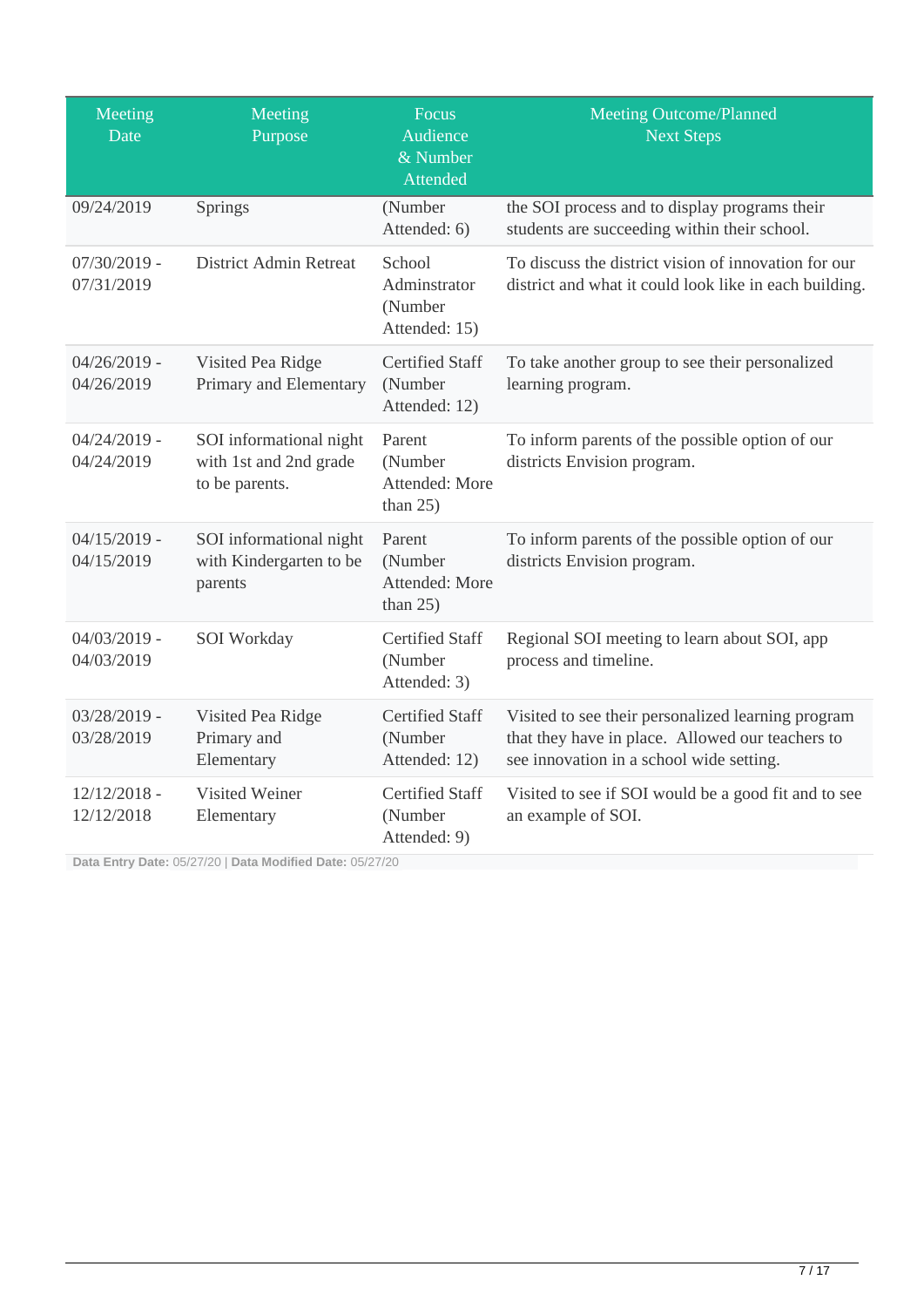| Meeting Date | Meeting Purpose | Focus Audience & Number Attended | Meeting Outcome/Planned Next Steps |
|---|---|---|---|
| 09/24/2019 | Springs | (Number Attended: 6) | the SOI process and to display programs their students are succeeding within their school. |
| 07/30/2019 - 07/31/2019 | District Admin Retreat | School Adminstrator (Number Attended: 15) | To discuss the district vision of innovation for our district and what it could look like in each building. |
| 04/26/2019 - 04/26/2019 | Visited Pea Ridge Primary and Elementary | Certified Staff (Number Attended: 12) | To take another group to see their personalized learning program. |
| 04/24/2019 - 04/24/2019 | SOI informational night with 1st and 2nd grade to be parents. | Parent (Number Attended: More than 25) | To inform parents of the possible option of our districts Envision program. |
| 04/15/2019 - 04/15/2019 | SOI informational night with Kindergarten to be parents | Parent (Number Attended: More than 25) | To inform parents of the possible option of our districts Envision program. |
| 04/03/2019 - 04/03/2019 | SOI Workday | Certified Staff (Number Attended: 3) | Regional SOI meeting to learn about SOI, app process and timeline. |
| 03/28/2019 - 03/28/2019 | Visited Pea Ridge Primary and Elementary | Certified Staff (Number Attended: 12) | Visited to see their personalized learning program that they have in place. Allowed our teachers to see innovation in a school wide setting. |
| 12/12/2018 - 12/12/2018 | Visited Weiner Elementary | Certified Staff (Number Attended: 9) | Visited to see if SOI would be a good fit and to see an example of SOI. |

**Data Entry Date:** 05/27/20 | **Data Modified Date:** 05/27/20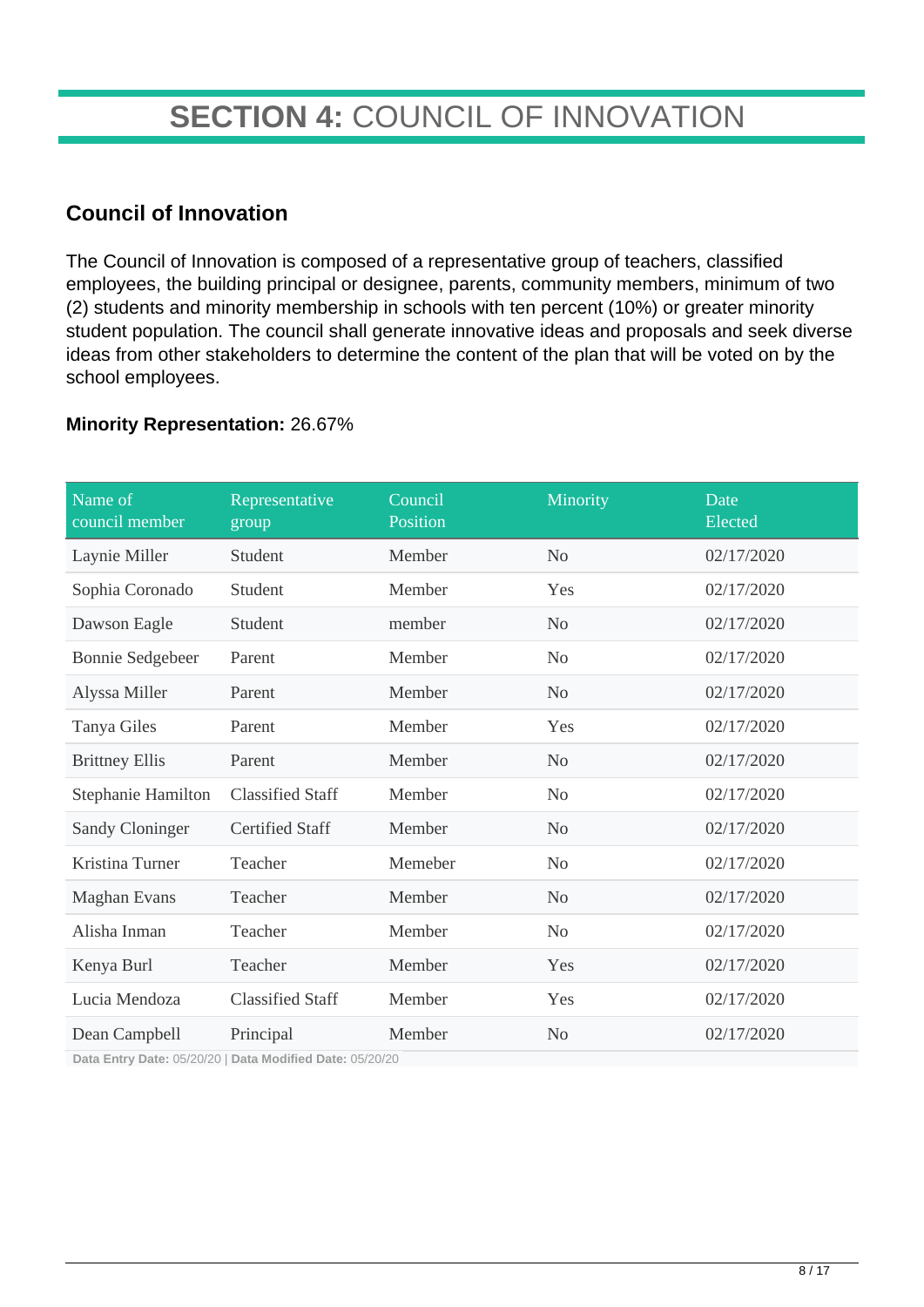# SECTION 4: COUNCIL OF INNOVATION

## Council of Innovation

The Council of Innovation is composed of a representative group of teachers, classified employees, the building principal or designee, parents, community members, minimum of two (2) students and minority membership in schools with ten percent (10%) or greater minority student population. The council shall generate innovative ideas and proposals and seek diverse ideas from other stakeholders to determine the content of the plan that will be voted on by the school employees.

**Minority Representation:** 26.67%

| Name of council member | Representative group | Council Position | Minority | Date Elected |
|---|---|---|---|---|
| Laynie Miller | Student | Member | No | 02/17/2020 |
| Sophia Coronado | Student | Member | Yes | 02/17/2020 |
| Dawson Eagle | Student | member | No | 02/17/2020 |
| Bonnie Sedgebeer | Parent | Member | No | 02/17/2020 |
| Alyssa Miller | Parent | Member | No | 02/17/2020 |
| Tanya Giles | Parent | Member | Yes | 02/17/2020 |
| Brittney Ellis | Parent | Member | No | 02/17/2020 |
| Stephanie Hamilton | Classified Staff | Member | No | 02/17/2020 |
| Sandy Cloninger | Certified Staff | Member | No | 02/17/2020 |
| Kristina Turner | Teacher | Memeber | No | 02/17/2020 |
| Maghan Evans | Teacher | Member | No | 02/17/2020 |
| Alisha Inman | Teacher | Member | No | 02/17/2020 |
| Kenya Burl | Teacher | Member | Yes | 02/17/2020 |
| Lucia Mendoza | Classified Staff | Member | Yes | 02/17/2020 |
| Dean Campbell | Principal | Member | No | 02/17/2020 |

**Data Entry Date:** 05/20/20 | **Data Modified Date:** 05/20/20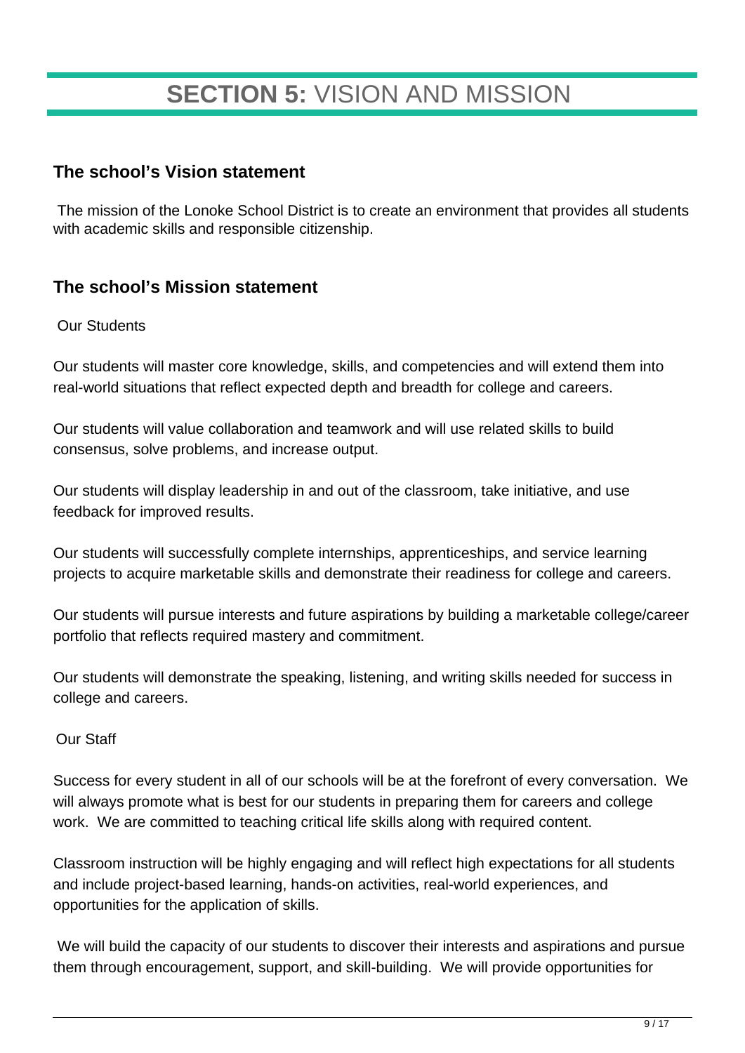# **SECTION 5:** VISION AND MISSION

## The school's Vision statement

The mission of the Lonoke School District is to create an environment that provides all students with academic skills and responsible citizenship.

## The school's Mission statement

Our Students

Our students will master core knowledge, skills, and competencies and will extend them into real-world situations that reflect expected depth and breadth for college and careers.

Our students will value collaboration and teamwork and will use related skills to build consensus, solve problems, and increase output.

Our students will display leadership in and out of the classroom, take initiative, and use feedback for improved results.

Our students will successfully complete internships, apprenticeships, and service learning projects to acquire marketable skills and demonstrate their readiness for college and careers.

Our students will pursue interests and future aspirations by building a marketable college/career portfolio that reflects required mastery and commitment.

Our students will demonstrate the speaking, listening, and writing skills needed for success in college and careers.

Our Staff

Success for every student in all of our schools will be at the forefront of every conversation. We will always promote what is best for our students in preparing them for careers and college work. We are committed to teaching critical life skills along with required content.

Classroom instruction will be highly engaging and will reflect high expectations for all students and include project-based learning, hands-on activities, real-world experiences, and opportunities for the application of skills.

We will build the capacity of our students to discover their interests and aspirations and pursue them through encouragement, support, and skill-building. We will provide opportunities for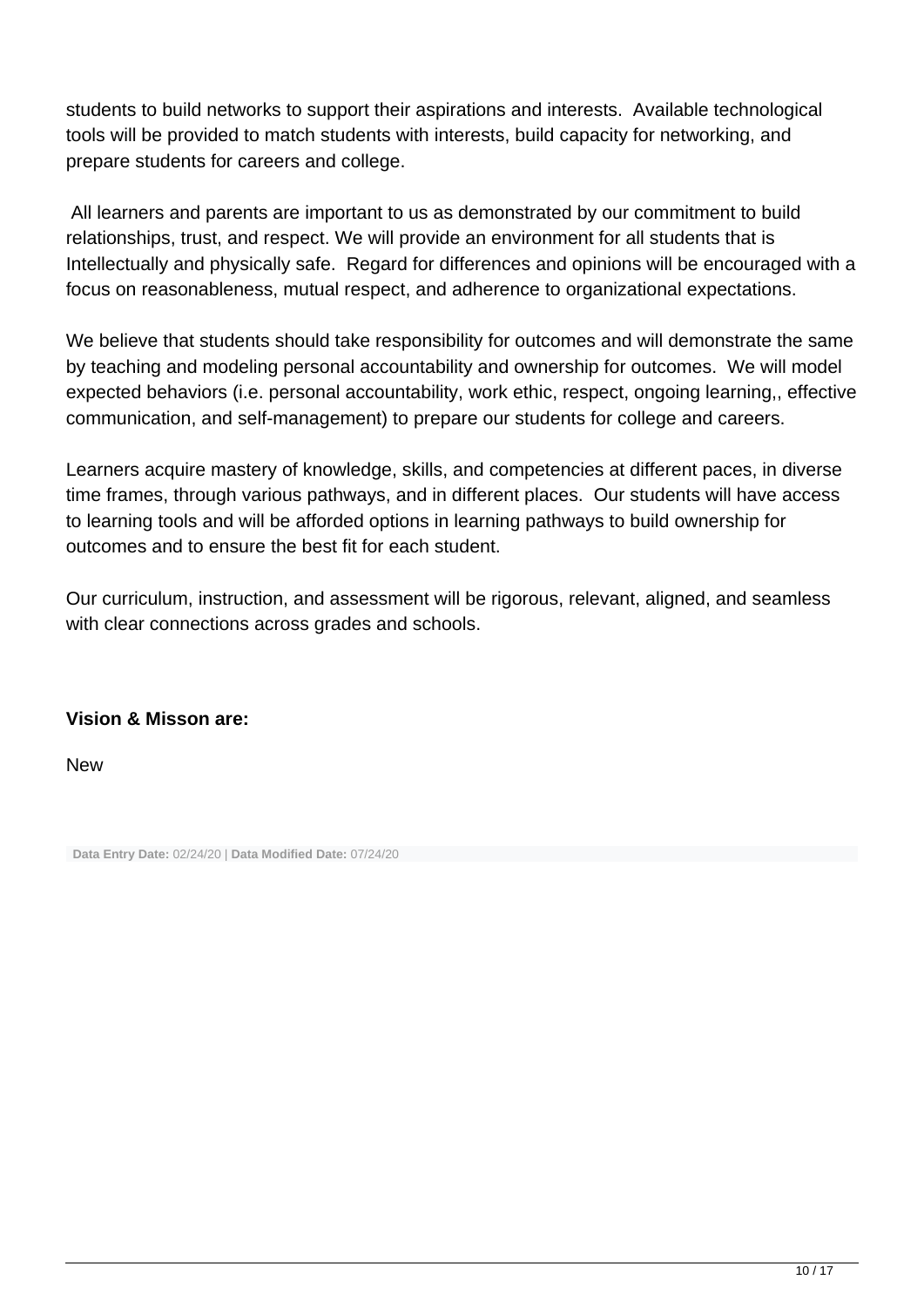students to build networks to support their aspirations and interests.  Available technological tools will be provided to match students with interests, build capacity for networking, and prepare students for careers and college.

All learners and parents are important to us as demonstrated by our commitment to build relationships, trust, and respect. We will provide an environment for all students that is Intellectually and physically safe.  Regard for differences and opinions will be encouraged with a focus on reasonableness, mutual respect, and adherence to organizational expectations.

We believe that students should take responsibility for outcomes and will demonstrate the same by teaching and modeling personal accountability and ownership for outcomes.  We will model expected behaviors (i.e. personal accountability, work ethic, respect, ongoing learning,, effective communication, and self-management) to prepare our students for college and careers.

Learners acquire mastery of knowledge, skills, and competencies at different paces, in diverse time frames, through various pathways, and in different places.  Our students will have access to learning tools and will be afforded options in learning pathways to build ownership for outcomes and to ensure the best fit for each student.

Our curriculum, instruction, and assessment will be rigorous, relevant, aligned, and seamless with clear connections across grades and schools.

**Vision & Misson are:**

New

**Data Entry Date:** 02/24/20 | **Data Modified Date:** 07/24/20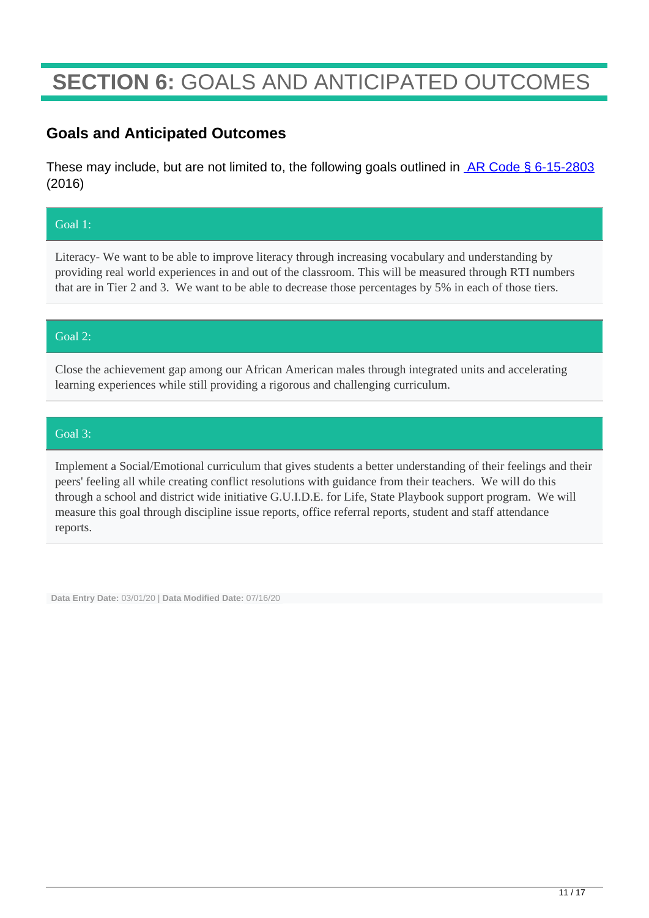# **SECTION 6:** GOALS AND ANTICIPATED OUTCOMES

## Goals and Anticipated Outcomes

These may include, but are not limited to, the following goals outlined in [AR Code § 6-15-2803](#) (2016)

### Goal 1:

Literacy- We want to be able to improve literacy through increasing vocabulary and understanding by providing real world experiences in and out of the classroom. This will be measured through RTI numbers that are in Tier 2 and 3. We want to be able to decrease those percentages by 5% in each of those tiers.

### Goal 2:

Close the achievement gap among our African American males through integrated units and accelerating learning experiences while still providing a rigorous and challenging curriculum.

### Goal 3:

Implement a Social/Emotional curriculum that gives students a better understanding of their feelings and their peers' feeling all while creating conflict resolutions with guidance from their teachers. We will do this through a school and district wide initiative G.U.I.D.E. for Life, State Playbook support program. We will measure this goal through discipline issue reports, office referral reports, student and staff attendance reports.

**Data Entry Date:** 03/01/20 | **Data Modified Date:** 07/16/20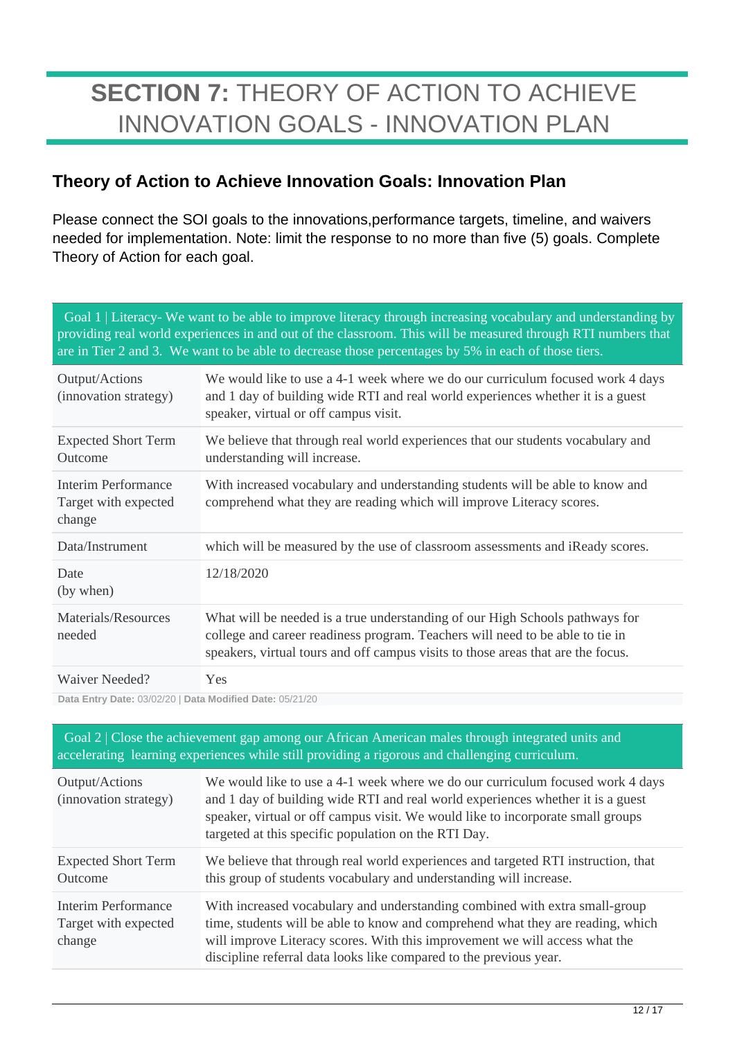# **SECTION 7:** THEORY OF ACTION TO ACHIEVE INNOVATION GOALS - INNOVATION PLAN

## Theory of Action to Achieve Innovation Goals: Innovation Plan

Please connect the SOI goals to the innovations,performance targets, timeline, and waivers needed for implementation. Note: limit the response to no more than five (5) goals. Complete Theory of Action for each goal.

| Goal 1 \| Literacy- We want to be able to improve literacy through increasing vocabulary and understanding by providing real world experiences in and out of the classroom. This will be measured through RTI numbers that are in Tier 2 and 3. We want to be able to decrease those percentages by 5% in each of those tiers. | |
|---|---|
| Output/Actions (innovation strategy) | We would like to use a 4-1 week where we do our curriculum focused work 4 days and 1 day of building wide RTI and real world experiences whether it is a guest speaker, virtual or off campus visit. |
| Expected Short Term Outcome | We believe that through real world experiences that our students vocabulary and understanding will increase. |
| Interim Performance Target with expected change | With increased vocabulary and understanding students will be able to know and comprehend what they are reading which will improve Literacy scores. |
| Data/Instrument | which will be measured by the use of classroom assessments and iReady scores. |
| Date (by when) | 12/18/2020 |
| Materials/Resources needed | What will be needed is a true understanding of our High Schools pathways for college and career readiness program. Teachers will need to be able to tie in speakers, virtual tours and off campus visits to those areas that are the focus. |
| Waiver Needed? | Yes |

**Data Entry Date:** 03/02/20 | **Data Modified Date:** 05/21/20

| Goal 2 \| Close the achievement gap among our African American males through integrated units and accelerating learning experiences while still providing a rigorous and challenging curriculum. | |
|---|---|
| Output/Actions (innovation strategy) | We would like to use a 4-1 week where we do our curriculum focused work 4 days and 1 day of building wide RTI and real world experiences whether it is a guest speaker, virtual or off campus visit. We would like to incorporate small groups targeted at this specific population on the RTI Day. |
| Expected Short Term Outcome | We believe that through real world experiences and targeted RTI instruction, that this group of students vocabulary and understanding will increase. |
| Interim Performance Target with expected change | With increased vocabulary and understanding combined with extra small-group time, students will be able to know and comprehend what they are reading, which will improve Literacy scores. With this improvement we will access what the discipline referral data looks like compared to the previous year. |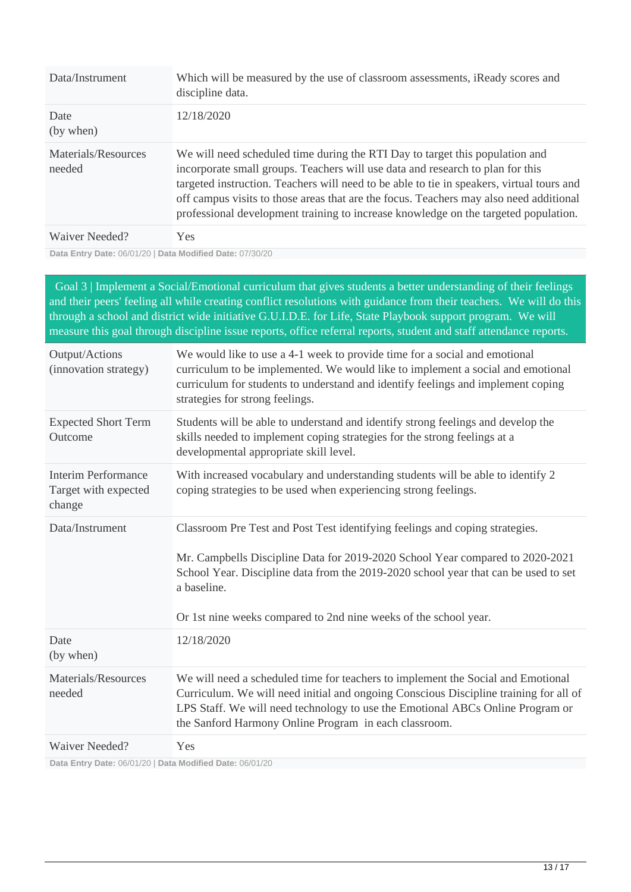| | |
|---|---|
| Data/Instrument | Which will be measured by the use of classroom assessments, iReady scores and discipline data. |
| Date (by when) | 12/18/2020 |
| Materials/Resources needed | We will need scheduled time during the RTI Day to target this population and incorporate small groups. Teachers will use data and research to plan for this targeted instruction. Teachers will need to be able to tie in speakers, virtual tours and off campus visits to those areas that are the focus. Teachers may also need additional professional development training to increase knowledge on the targeted population. |
| Waiver Needed? | Yes |

**Data Entry Date:** 06/01/20 | **Data Modified Date:** 07/30/20

## Goal 3 | Implement a Social/Emotional curriculum that gives students a better understanding of their feelings and their peers' feeling all while creating conflict resolutions with guidance from their teachers. We will do this through a school and district wide initiative G.U.I.D.E. for Life, State Playbook support program. We will measure this goal through discipline issue reports, office referral reports, student and staff attendance reports.

| | |
|---|---|
| Output/Actions (innovation strategy) | We would like to use a 4-1 week to provide time for a social and emotional curriculum to be implemented. We would like to implement a social and emotional curriculum for students to understand and identify feelings and implement coping strategies for strong feelings. |
| Expected Short Term Outcome | Students will be able to understand and identify strong feelings and develop the skills needed to implement coping strategies for the strong feelings at a developmental appropriate skill level. |
| Interim Performance Target with expected change | With increased vocabulary and understanding students will be able to identify 2 coping strategies to be used when experiencing strong feelings. |
| Data/Instrument | Classroom Pre Test and Post Test identifying feelings and coping strategies.<br><br>Mr. Campbells Discipline Data for 2019-2020 School Year compared to 2020-2021 School Year. Discipline data from the 2019-2020 school year that can be used to set a baseline.<br><br>Or 1st nine weeks compared to 2nd nine weeks of the school year. |
| Date (by when) | 12/18/2020 |
| Materials/Resources needed | We will need a scheduled time for teachers to implement the Social and Emotional Curriculum. We will need initial and ongoing Conscious Discipline training for all of LPS Staff. We will need technology to use the Emotional ABCs Online Program or the Sanford Harmony Online Program in each classroom. |
| Waiver Needed? | Yes |

**Data Entry Date:** 06/01/20 | **Data Modified Date:** 06/01/20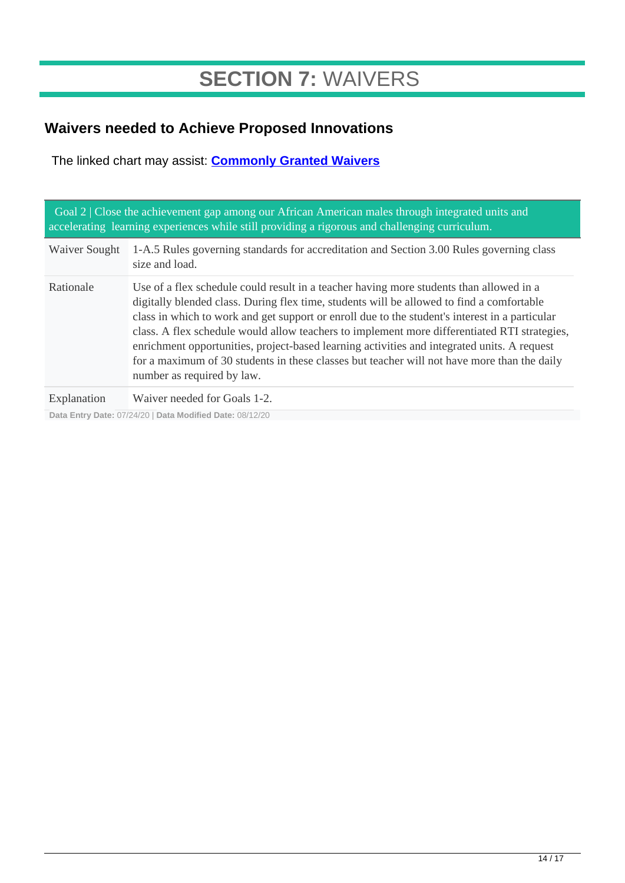# **SECTION 7:** WAIVERS

## Waivers needed to Achieve Proposed Innovations

The linked chart may assist: **[Commonly Granted Waivers]**

| Goal 2 \| Close the achievement gap among our African American males through integrated units and accelerating learning experiences while still providing a rigorous and challenging curriculum. | |
|---|---|
| Waiver Sought | 1-A.5 Rules governing standards for accreditation and Section 3.00 Rules governing class size and load. |
| Rationale | Use of a flex schedule could result in a teacher having more students than allowed in a digitally blended class. During flex time, students will be allowed to find a comfortable class in which to work and get support or enroll due to the student's interest in a particular class. A flex schedule would allow teachers to implement more differentiated RTI strategies, enrichment opportunities, project-based learning activities and integrated units. A request for a maximum of 30 students in these classes but teacher will not have more than the daily number as required by law. |
| Explanation | Waiver needed for Goals 1-2. |

**Data Entry Date:** 07/24/20 | **Data Modified Date:** 08/12/20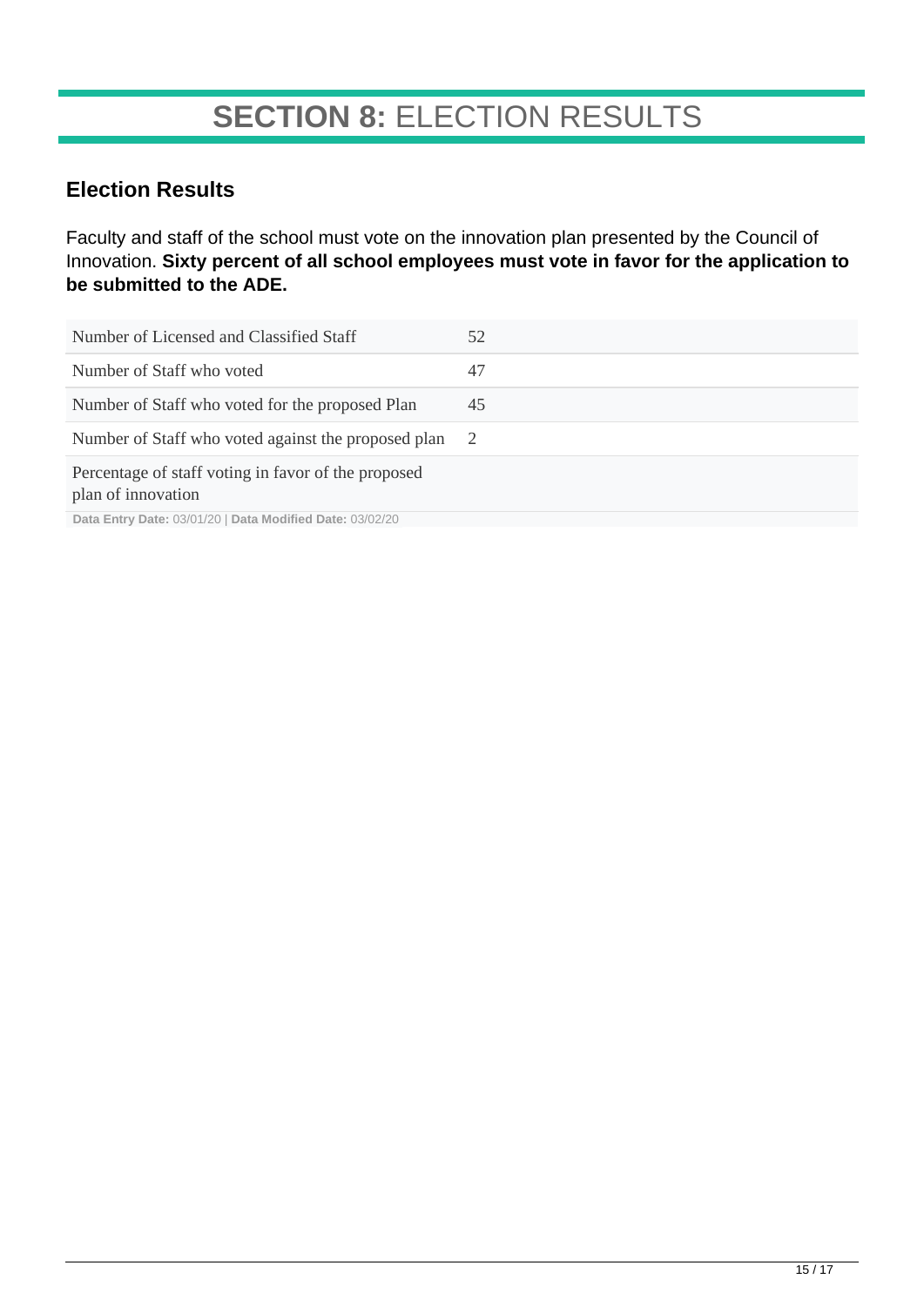# **SECTION 8:** ELECTION RESULTS

## Election Results

Faculty and staff of the school must vote on the innovation plan presented by the Council of Innovation. **Sixty percent of all school employees must vote in favor for the application to be submitted to the ADE.**

| | |
|---|---|
| Number of Licensed and Classified Staff | 52 |
| Number of Staff who voted | 47 |
| Number of Staff who voted for the proposed Plan | 45 |
| Number of Staff who voted against the proposed plan | 2 |
| Percentage of staff voting in favor of the proposed plan of innovation | |

**Data Entry Date:** 03/01/20 | **Data Modified Date:** 03/02/20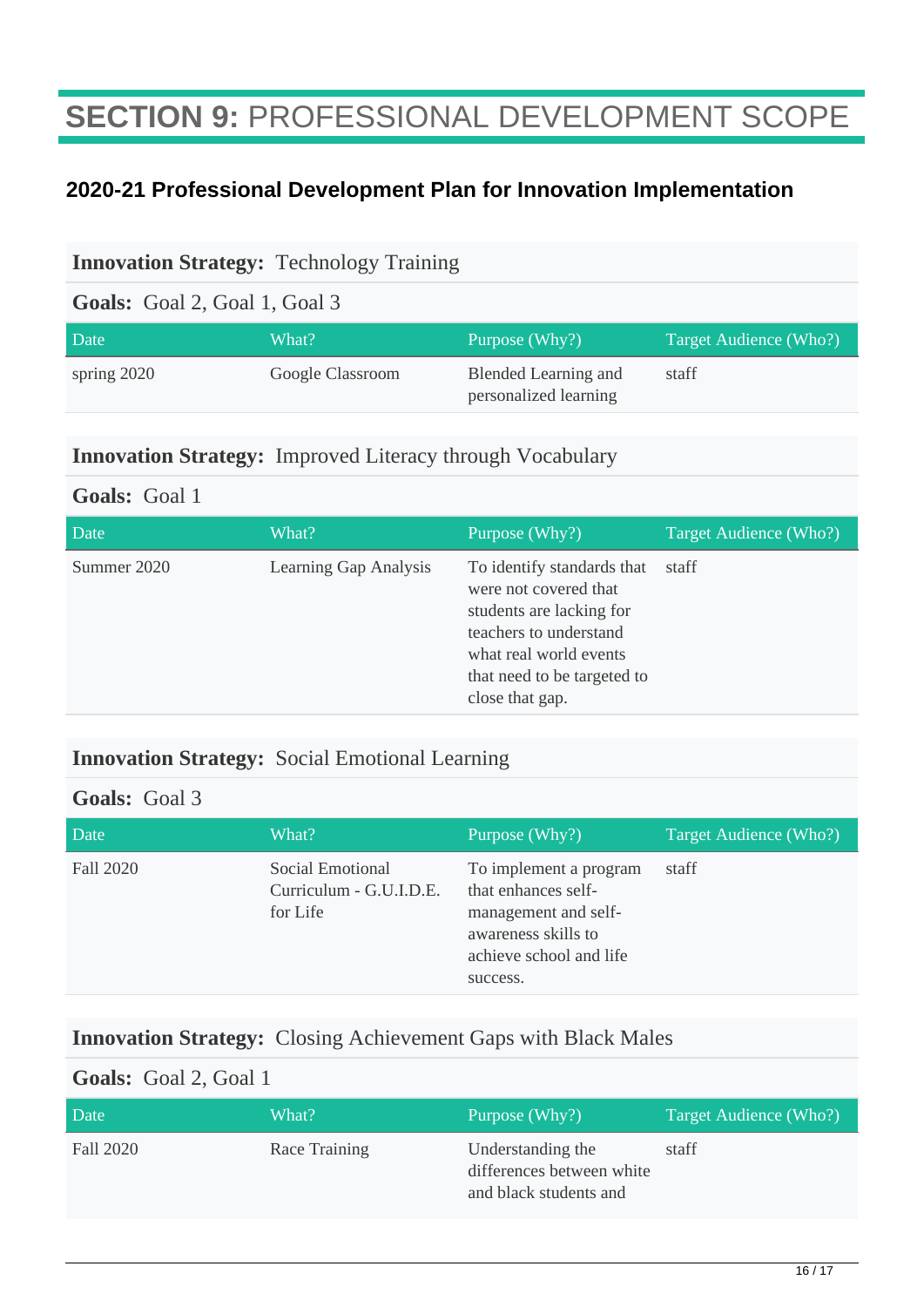# **SECTION 9:** PROFESSIONAL DEVELOPMENT SCOPE

## 2020-21 Professional Development Plan for Innovation Implementation

**Innovation Strategy:** Technology Training

**Goals:** Goal 2, Goal 1, Goal 3

| Date | What? | Purpose (Why?) | Target Audience (Who?) |
|---|---|---|---|
| spring 2020 | Google Classroom | Blended Learning and personalized learning | staff |

**Innovation Strategy:** Improved Literacy through Vocabulary

**Goals:** Goal 1

| Date | What? | Purpose (Why?) | Target Audience (Who?) |
|---|---|---|---|
| Summer 2020 | Learning Gap Analysis | To identify standards that were not covered that students are lacking for teachers to understand what real world events that need to be targeted to close that gap. | staff |

**Innovation Strategy:** Social Emotional Learning

**Goals:** Goal 3

| Date | What? | Purpose (Why?) | Target Audience (Who?) |
|---|---|---|---|
| Fall 2020 | Social Emotional Curriculum - G.U.I.D.E. for Life | To implement a program that enhances self-management and self-awareness skills to achieve school and life success. | staff |

**Innovation Strategy:** Closing Achievement Gaps with Black Males

**Goals:** Goal 2, Goal 1

| Date | What? | Purpose (Why?) | Target Audience (Who?) |
|---|---|---|---|
| Fall 2020 | Race Training | Understanding the differences between white and black students and | staff |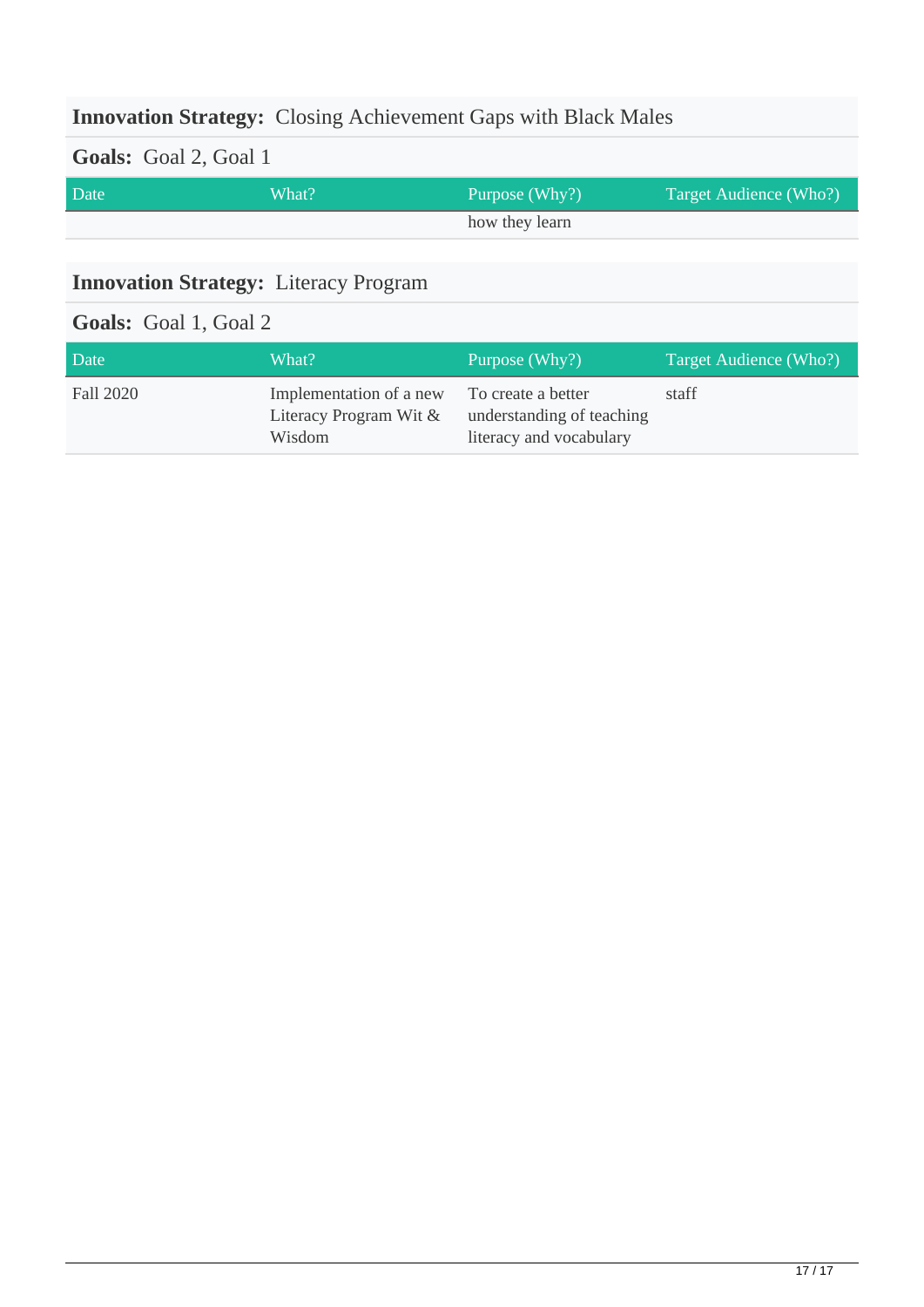**Innovation Strategy:** Closing Achievement Gaps with Black Males

**Goals:** Goal 2, Goal 1

| Date | What? | Purpose (Why?) | Target Audience (Who?) |
|---|---|---|---|
| | | how they learn | |

**Innovation Strategy:** Literacy Program

**Goals:** Goal 1, Goal 2

| Date | What? | Purpose (Why?) | Target Audience (Who?) |
|---|---|---|---|
| Fall 2020 | Implementation of a new Literacy Program Wit & Wisdom | To create a better understanding of teaching literacy and vocabulary | staff |